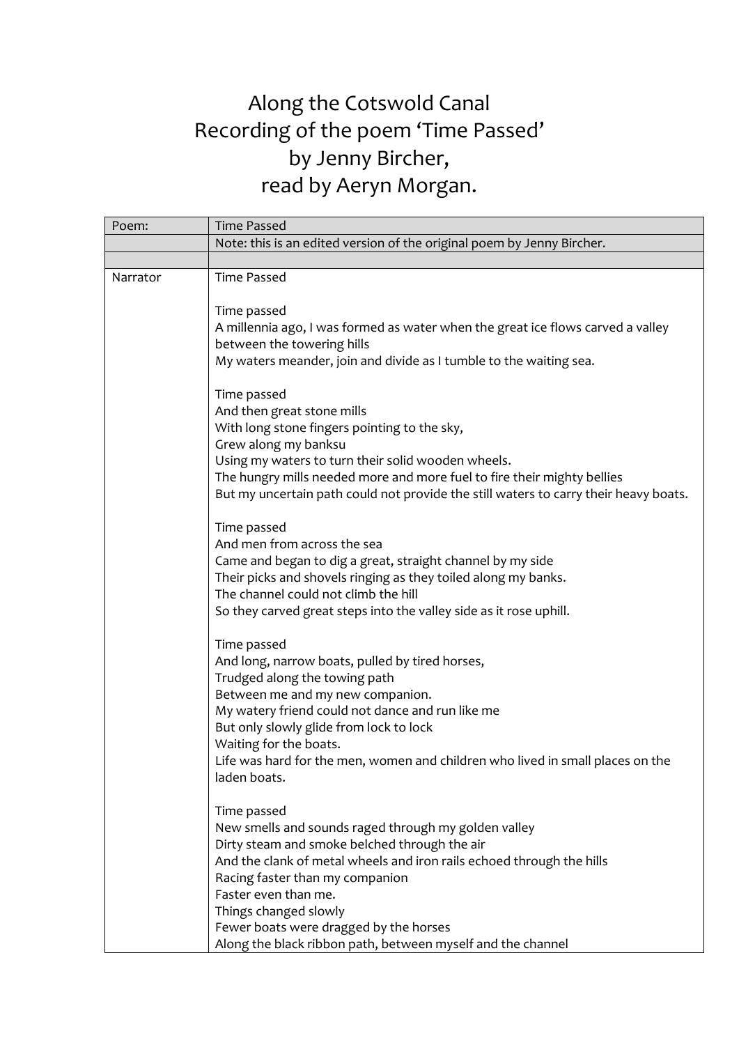# Along the Cotswold Canal
# Recording of the poem 'Time Passed' by Jenny Bircher, read by Aeryn Morgan.

| Poem: | Time Passed |
|---|---|
| | Note: this is an edited version of the original poem by Jenny Bircher. |
| | |
| Narrator | Time Passed<br><br>Time passed<br>A millennia ago, I was formed as water when the great ice flows carved a valley between the towering hills<br>My waters meander, join and divide as I tumble to the waiting sea.<br><br>Time passed<br>And then great stone mills<br>With long stone fingers pointing to the sky,<br>Grew along my banksu<br>Using my waters to turn their solid wooden wheels.<br>The hungry mills needed more and more fuel to fire their mighty bellies<br>But my uncertain path could not provide the still waters to carry their heavy boats.<br><br>Time passed<br>And men from across the sea<br>Came and began to dig a great, straight channel by my side<br>Their picks and shovels ringing as they toiled along my banks.<br>The channel could not climb the hill<br>So they carved great steps into the valley side as it rose uphill.<br><br>Time passed<br>And long, narrow boats, pulled by tired horses,<br>Trudged along the towing path<br>Between me and my new companion.<br>My watery friend could not dance and run like me<br>But only slowly glide from lock to lock<br>Waiting for the boats.<br>Life was hard for the men, women and children who lived in small places on the laden boats.<br><br>Time passed<br>New smells and sounds raged through my golden valley<br>Dirty steam and smoke belched through the air<br>And the clank of metal wheels and iron rails echoed through the hills<br>Racing faster than my companion<br>Faster even than me.<br>Things changed slowly<br>Fewer boats were dragged by the horses<br>Along the black ribbon path, between myself and the channel |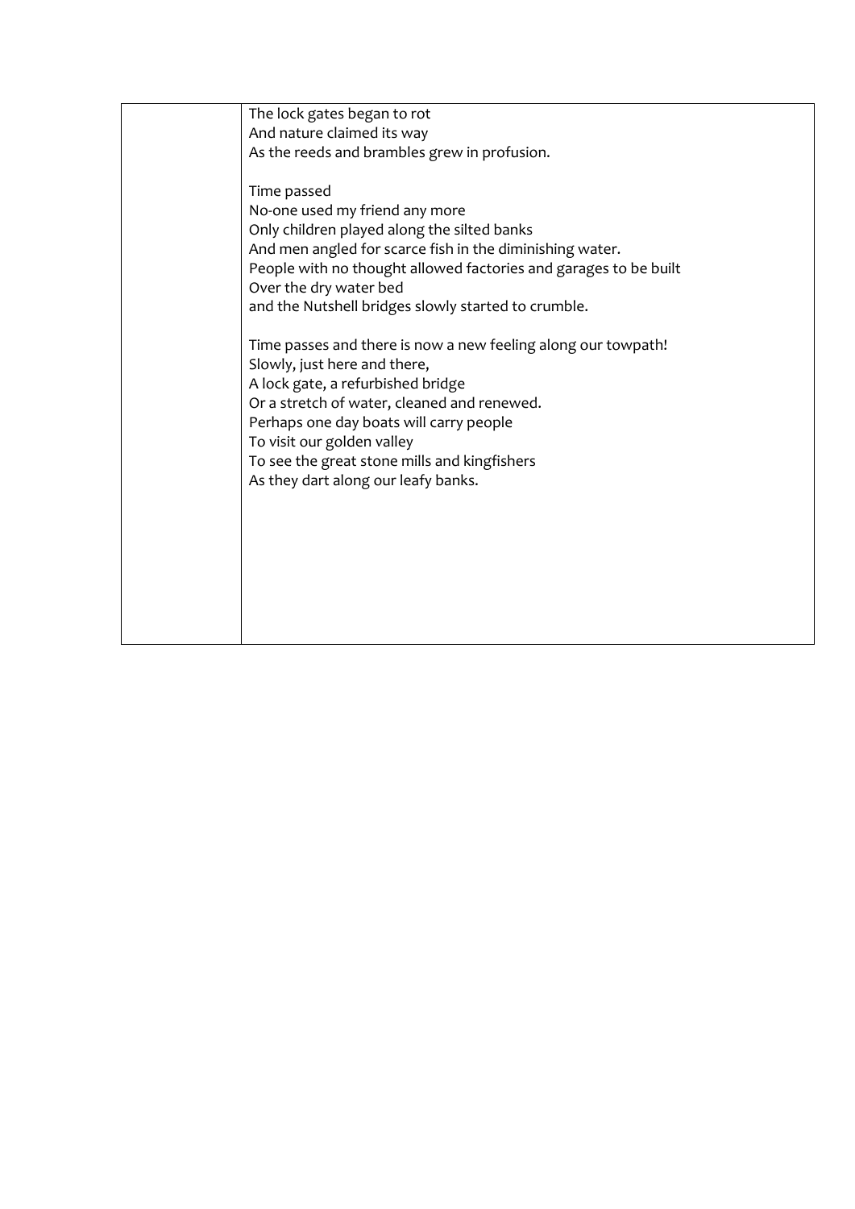| | |
|---|---|
| | The lock gates began to rot<br>And nature claimed its way<br>As the reeds and brambles grew in profusion.<br><br>Time passed<br>No-one used my friend any more<br>Only children played along the silted banks<br>And men angled for scarce fish in the diminishing water.<br>People with no thought allowed factories and garages to be built<br>Over the dry water bed<br>and the Nutshell bridges slowly started to crumble.<br><br>Time passes and there is now a new feeling along our towpath!<br>Slowly, just here and there,<br>A lock gate, a refurbished bridge<br>Or a stretch of water, cleaned and renewed.<br>Perhaps one day boats will carry people<br>To visit our golden valley<br>To see the great stone mills and kingfishers<br>As they dart along our leafy banks. |